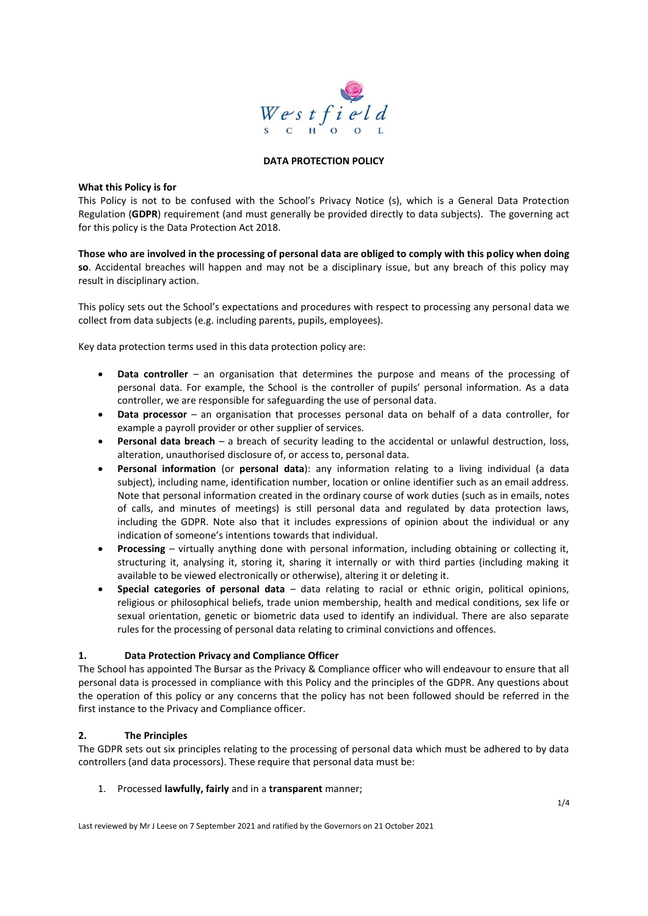Westfield School

**DATA PROTECTION POLICY**

**What this Policy is for**

This Policy is not to be confused with the School's Privacy Notice (s), which is a General Data Protection Regulation (**GDPR**) requirement (and must generally be provided directly to data subjects). The governing act for this policy is the Data Protection Act 2018.

**Those who are involved in the processing of personal data are obliged to comply with this policy when doing so**. Accidental breaches will happen and may not be a disciplinary issue, but any breach of this policy may result in disciplinary action.

This policy sets out the School's expectations and procedures with respect to processing any personal data we collect from data subjects (e.g. including parents, pupils, employees).

Key data protection terms used in this data protection policy are:

- **Data controller** – an organisation that determines the purpose and means of the processing of personal data. For example, the School is the controller of pupils' personal information. As a data controller, we are responsible for safeguarding the use of personal data.
- **Data processor** – an organisation that processes personal data on behalf of a data controller, for example a payroll provider or other supplier of services.
- **Personal data breach** – a breach of security leading to the accidental or unlawful destruction, loss, alteration, unauthorised disclosure of, or access to, personal data.
- **Personal information** (or **personal data**): any information relating to a living individual (a data subject), including name, identification number, location or online identifier such as an email address. Note that personal information created in the ordinary course of work duties (such as in emails, notes of calls, and minutes of meetings) is still personal data and regulated by data protection laws, including the GDPR. Note also that it includes expressions of opinion about the individual or any indication of someone's intentions towards that individual.
- **Processing** – virtually anything done with personal information, including obtaining or collecting it, structuring it, analysing it, storing it, sharing it internally or with third parties (including making it available to be viewed electronically or otherwise), altering it or deleting it.
- **Special categories of personal data** – data relating to racial or ethnic origin, political opinions, religious or philosophical beliefs, trade union membership, health and medical conditions, sex life or sexual orientation, genetic or biometric data used to identify an individual. There are also separate rules for the processing of personal data relating to criminal convictions and offences.

## 1. Data Protection Privacy and Compliance Officer

The School has appointed The Bursar as the Privacy & Compliance officer who will endeavour to ensure that all personal data is processed in compliance with this Policy and the principles of the GDPR. Any questions about the operation of this policy or any concerns that the policy has not been followed should be referred in the first instance to the Privacy and Compliance officer.

## 2. The Principles

The GDPR sets out six principles relating to the processing of personal data which must be adhered to by data controllers (and data processors). These require that personal data must be:

1. Processed **lawfully, fairly** and in a **transparent** manner;

Last reviewed by Mr J Leese on 7 September 2021 and ratified by the Governors on 21 October 2021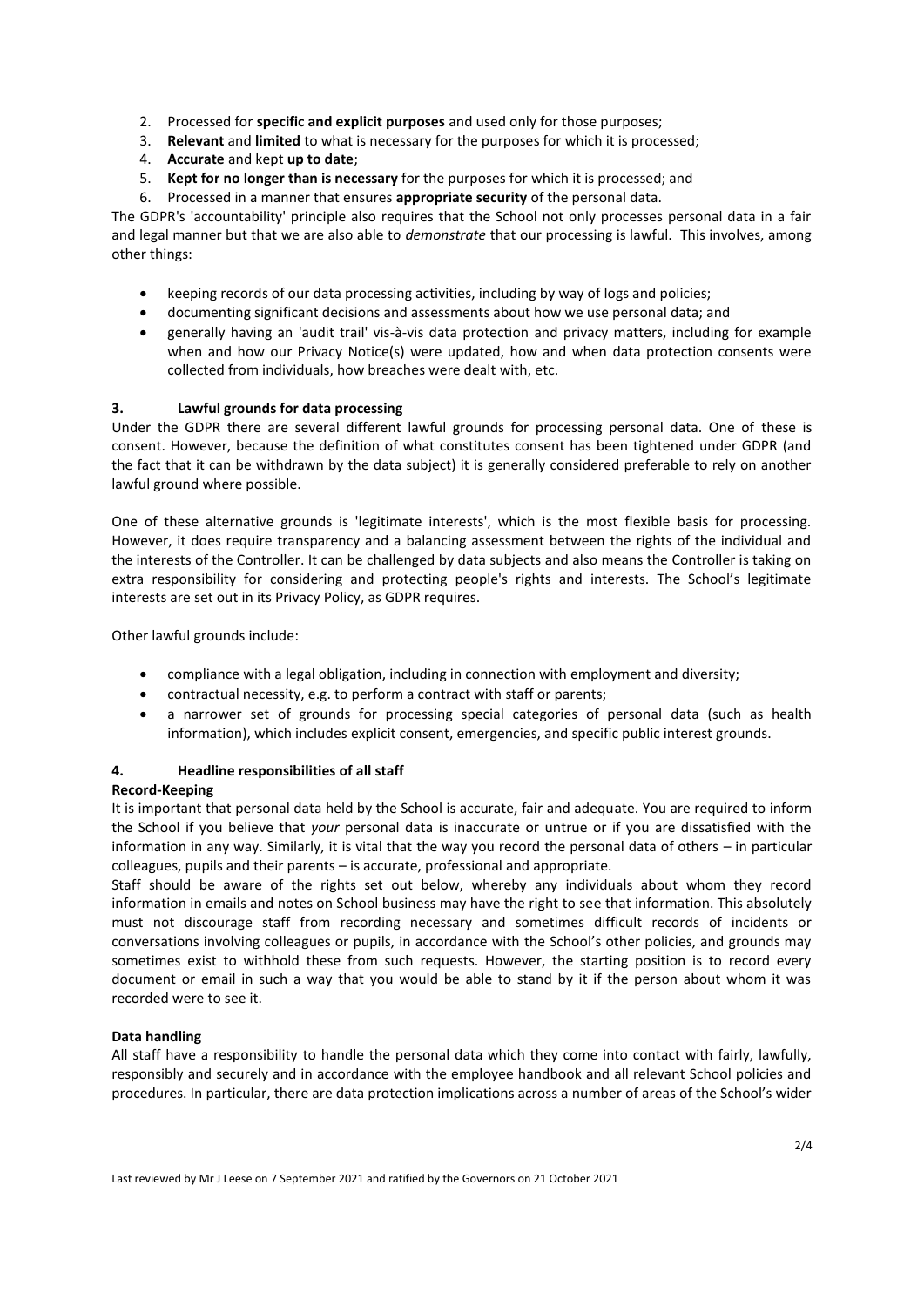2. Processed for **specific and explicit purposes** and used only for those purposes;
3. **Relevant** and **limited** to what is necessary for the purposes for which it is processed;
4. **Accurate** and kept **up to date**;
5. **Kept for no longer than is necessary** for the purposes for which it is processed; and
6. Processed in a manner that ensures **appropriate security** of the personal data.

The GDPR's 'accountability' principle also requires that the School not only processes personal data in a fair and legal manner but that we are also able to *demonstrate* that our processing is lawful. This involves, among other things:

- keeping records of our data processing activities, including by way of logs and policies;
- documenting significant decisions and assessments about how we use personal data; and
- generally having an 'audit trail' vis-à-vis data protection and privacy matters, including for example when and how our Privacy Notice(s) were updated, how and when data protection consents were collected from individuals, how breaches were dealt with, etc.

## 3. Lawful grounds for data processing

Under the GDPR there are several different lawful grounds for processing personal data. One of these is consent. However, because the definition of what constitutes consent has been tightened under GDPR (and the fact that it can be withdrawn by the data subject) it is generally considered preferable to rely on another lawful ground where possible.

One of these alternative grounds is 'legitimate interests', which is the most flexible basis for processing. However, it does require transparency and a balancing assessment between the rights of the individual and the interests of the Controller. It can be challenged by data subjects and also means the Controller is taking on extra responsibility for considering and protecting people's rights and interests. The School's legitimate interests are set out in its Privacy Policy, as GDPR requires.

Other lawful grounds include:

- compliance with a legal obligation, including in connection with employment and diversity;
- contractual necessity, e.g. to perform a contract with staff or parents;
- a narrower set of grounds for processing special categories of personal data (such as health information), which includes explicit consent, emergencies, and specific public interest grounds.

## 4. Headline responsibilities of all staff

**Record-Keeping**

It is important that personal data held by the School is accurate, fair and adequate. You are required to inform the School if you believe that *your* personal data is inaccurate or untrue or if you are dissatisfied with the information in any way. Similarly, it is vital that the way you record the personal data of others – in particular colleagues, pupils and their parents – is accurate, professional and appropriate.

Staff should be aware of the rights set out below, whereby any individuals about whom they record information in emails and notes on School business may have the right to see that information. This absolutely must not discourage staff from recording necessary and sometimes difficult records of incidents or conversations involving colleagues or pupils, in accordance with the School's other policies, and grounds may sometimes exist to withhold these from such requests. However, the starting position is to record every document or email in such a way that you would be able to stand by it if the person about whom it was recorded were to see it.

**Data handling**

All staff have a responsibility to handle the personal data which they come into contact with fairly, lawfully, responsibly and securely and in accordance with the employee handbook and all relevant School policies and procedures. In particular, there are data protection implications across a number of areas of the School's wider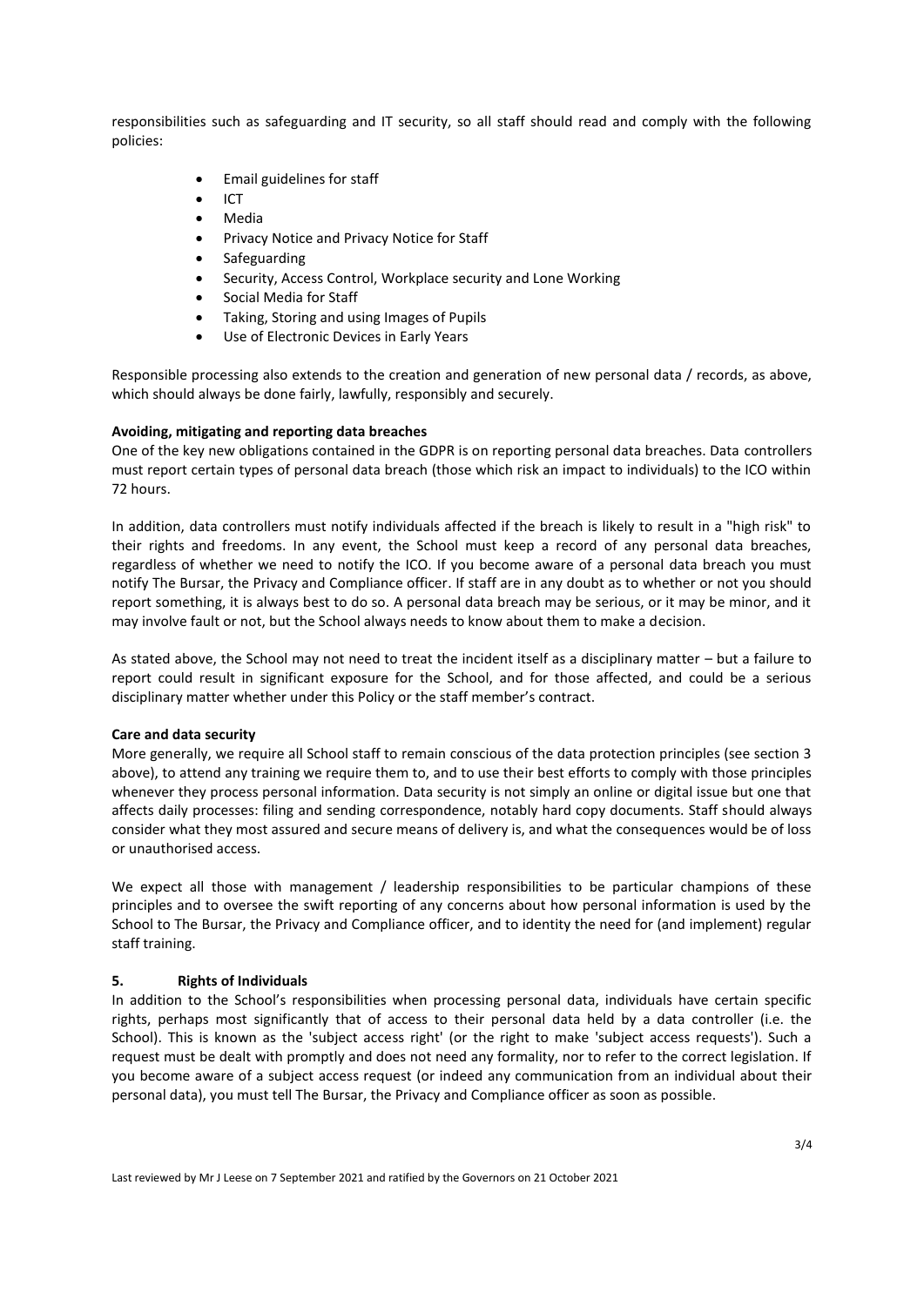responsibilities such as safeguarding and IT security, so all staff should read and comply with the following policies:

- Email guidelines for staff
- ICT
- Media
- Privacy Notice and Privacy Notice for Staff
- Safeguarding
- Security, Access Control, Workplace security and Lone Working
- Social Media for Staff
- Taking, Storing and using Images of Pupils
- Use of Electronic Devices in Early Years

Responsible processing also extends to the creation and generation of new personal data / records, as above, which should always be done fairly, lawfully, responsibly and securely.

**Avoiding, mitigating and reporting data breaches**

One of the key new obligations contained in the GDPR is on reporting personal data breaches. Data controllers must report certain types of personal data breach (those which risk an impact to individuals) to the ICO within 72 hours.

In addition, data controllers must notify individuals affected if the breach is likely to result in a "high risk" to their rights and freedoms. In any event, the School must keep a record of any personal data breaches, regardless of whether we need to notify the ICO. If you become aware of a personal data breach you must notify The Bursar, the Privacy and Compliance officer. If staff are in any doubt as to whether or not you should report something, it is always best to do so. A personal data breach may be serious, or it may be minor, and it may involve fault or not, but the School always needs to know about them to make a decision.

As stated above, the School may not need to treat the incident itself as a disciplinary matter – but a failure to report could result in significant exposure for the School, and for those affected, and could be a serious disciplinary matter whether under this Policy or the staff member's contract.

**Care and data security**

More generally, we require all School staff to remain conscious of the data protection principles (see section 3 above), to attend any training we require them to, and to use their best efforts to comply with those principles whenever they process personal information. Data security is not simply an online or digital issue but one that affects daily processes: filing and sending correspondence, notably hard copy documents. Staff should always consider what they most assured and secure means of delivery is, and what the consequences would be of loss or unauthorised access.

We expect all those with management / leadership responsibilities to be particular champions of these principles and to oversee the swift reporting of any concerns about how personal information is used by the School to The Bursar, the Privacy and Compliance officer, and to identity the need for (and implement) regular staff training.

## 5. Rights of Individuals

In addition to the School's responsibilities when processing personal data, individuals have certain specific rights, perhaps most significantly that of access to their personal data held by a data controller (i.e. the School). This is known as the 'subject access right' (or the right to make 'subject access requests'). Such a request must be dealt with promptly and does not need any formality, nor to refer to the correct legislation. If you become aware of a subject access request (or indeed any communication from an individual about their personal data), you must tell The Bursar, the Privacy and Compliance officer as soon as possible.

Last reviewed by Mr J Leese on 7 September 2021 and ratified by the Governors on 21 October 2021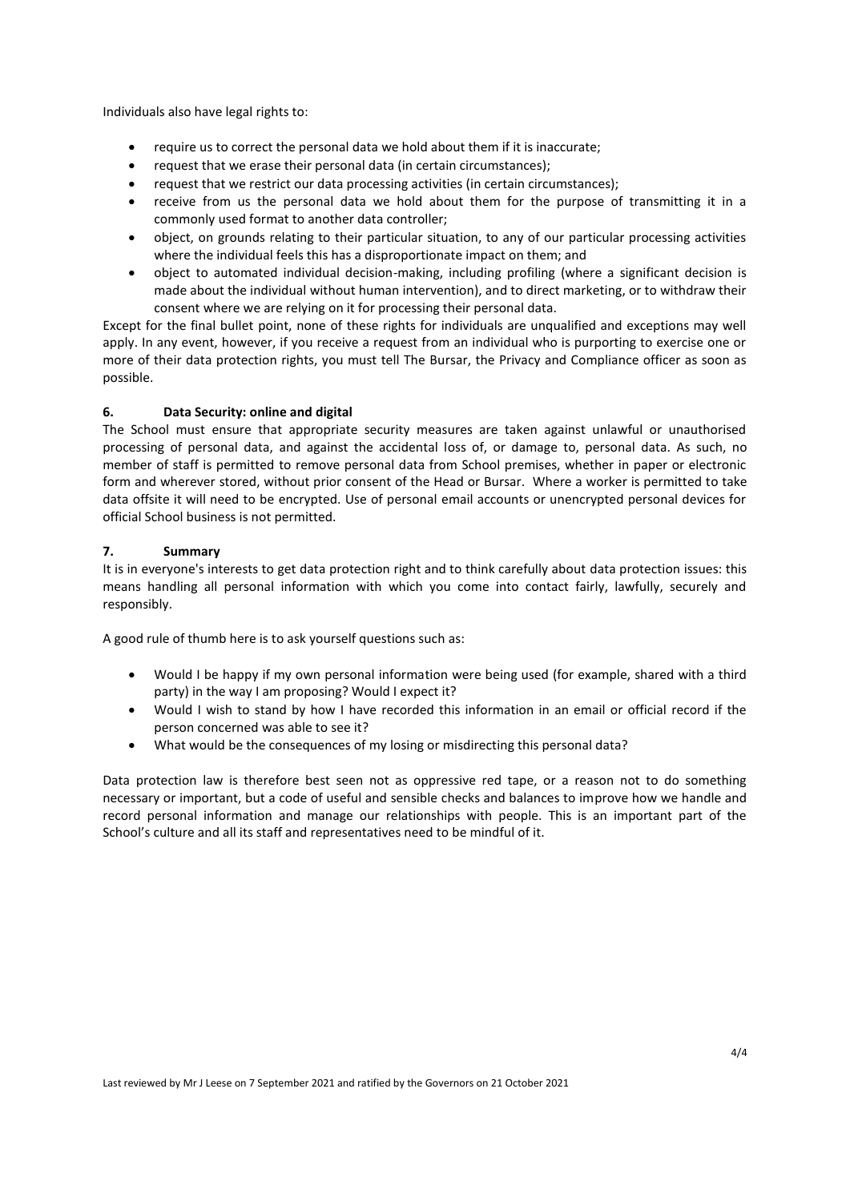Individuals also have legal rights to:

- require us to correct the personal data we hold about them if it is inaccurate;
- request that we erase their personal data (in certain circumstances);
- request that we restrict our data processing activities (in certain circumstances);
- receive from us the personal data we hold about them for the purpose of transmitting it in a commonly used format to another data controller;
- object, on grounds relating to their particular situation, to any of our particular processing activities where the individual feels this has a disproportionate impact on them; and
- object to automated individual decision-making, including profiling (where a significant decision is made about the individual without human intervention), and to direct marketing, or to withdraw their consent where we are relying on it for processing their personal data.

Except for the final bullet point, none of these rights for individuals are unqualified and exceptions may well apply. In any event, however, if you receive a request from an individual who is purporting to exercise one or more of their data protection rights, you must tell The Bursar, the Privacy and Compliance officer as soon as possible.

## 6. Data Security: online and digital

The School must ensure that appropriate security measures are taken against unlawful or unauthorised processing of personal data, and against the accidental loss of, or damage to, personal data. As such, no member of staff is permitted to remove personal data from School premises, whether in paper or electronic form and wherever stored, without prior consent of the Head or Bursar. Where a worker is permitted to take data offsite it will need to be encrypted. Use of personal email accounts or unencrypted personal devices for official School business is not permitted.

## 7. Summary

It is in everyone's interests to get data protection right and to think carefully about data protection issues: this means handling all personal information with which you come into contact fairly, lawfully, securely and responsibly.

A good rule of thumb here is to ask yourself questions such as:

- Would I be happy if my own personal information were being used (for example, shared with a third party) in the way I am proposing? Would I expect it?
- Would I wish to stand by how I have recorded this information in an email or official record if the person concerned was able to see it?
- What would be the consequences of my losing or misdirecting this personal data?

Data protection law is therefore best seen not as oppressive red tape, or a reason not to do something necessary or important, but a code of useful and sensible checks and balances to improve how we handle and record personal information and manage our relationships with people. This is an important part of the School's culture and all its staff and representatives need to be mindful of it.

Last reviewed by Mr J Leese on 7 September 2021 and ratified by the Governors on 21 October 2021